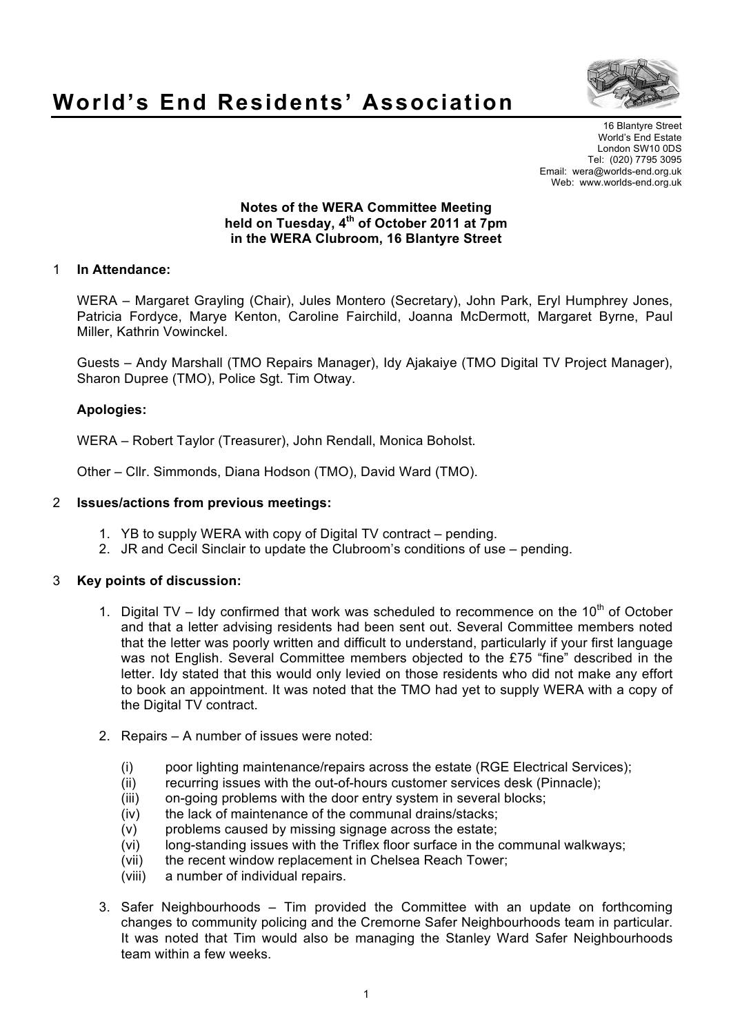# World's End Residents' Association

16 Blantyre Street
World's End Estate
London SW10 0DS
Tel: (020) 7795 3095
Email: wera@worlds-end.org.uk
Web: www.worlds-end.org.uk

**Notes of the WERA Committee Meeting**
**held on Tuesday, 4th of October 2011 at 7pm**
**in the WERA Clubroom, 16 Blantyre Street**

1 **In Attendance:**

WERA – Margaret Grayling (Chair), Jules Montero (Secretary), John Park, Eryl Humphrey Jones, Patricia Fordyce, Marye Kenton, Caroline Fairchild, Joanna McDermott, Margaret Byrne, Paul Miller, Kathrin Vowinckel.

Guests – Andy Marshall (TMO Repairs Manager), Idy Ajakaiye (TMO Digital TV Project Manager), Sharon Dupree (TMO), Police Sgt. Tim Otway.

**Apologies:**

WERA – Robert Taylor (Treasurer), John Rendall, Monica Boholst.

Other – Cllr. Simmonds, Diana Hodson (TMO), David Ward (TMO).

2 **Issues/actions from previous meetings:**

1. YB to supply WERA with copy of Digital TV contract – pending.
2. JR and Cecil Sinclair to update the Clubroom's conditions of use – pending.

3 **Key points of discussion:**

1. Digital TV – Idy confirmed that work was scheduled to recommence on the 10th of October and that a letter advising residents had been sent out. Several Committee members noted that the letter was poorly written and difficult to understand, particularly if your first language was not English. Several Committee members objected to the £75 "fine" described in the letter. Idy stated that this would only levied on those residents who did not make any effort to book an appointment. It was noted that the TMO had yet to supply WERA with a copy of the Digital TV contract.

2. Repairs – A number of issues were noted:

   (i) poor lighting maintenance/repairs across the estate (RGE Electrical Services);
   (ii) recurring issues with the out-of-hours customer services desk (Pinnacle);
   (iii) on-going problems with the door entry system in several blocks;
   (iv) the lack of maintenance of the communal drains/stacks;
   (v) problems caused by missing signage across the estate;
   (vi) long-standing issues with the Triflex floor surface in the communal walkways;
   (vii) the recent window replacement in Chelsea Reach Tower;
   (viii) a number of individual repairs.

3. Safer Neighbourhoods – Tim provided the Committee with an update on forthcoming changes to community policing and the Cremorne Safer Neighbourhoods team in particular. It was noted that Tim would also be managing the Stanley Ward Safer Neighbourhoods team within a few weeks.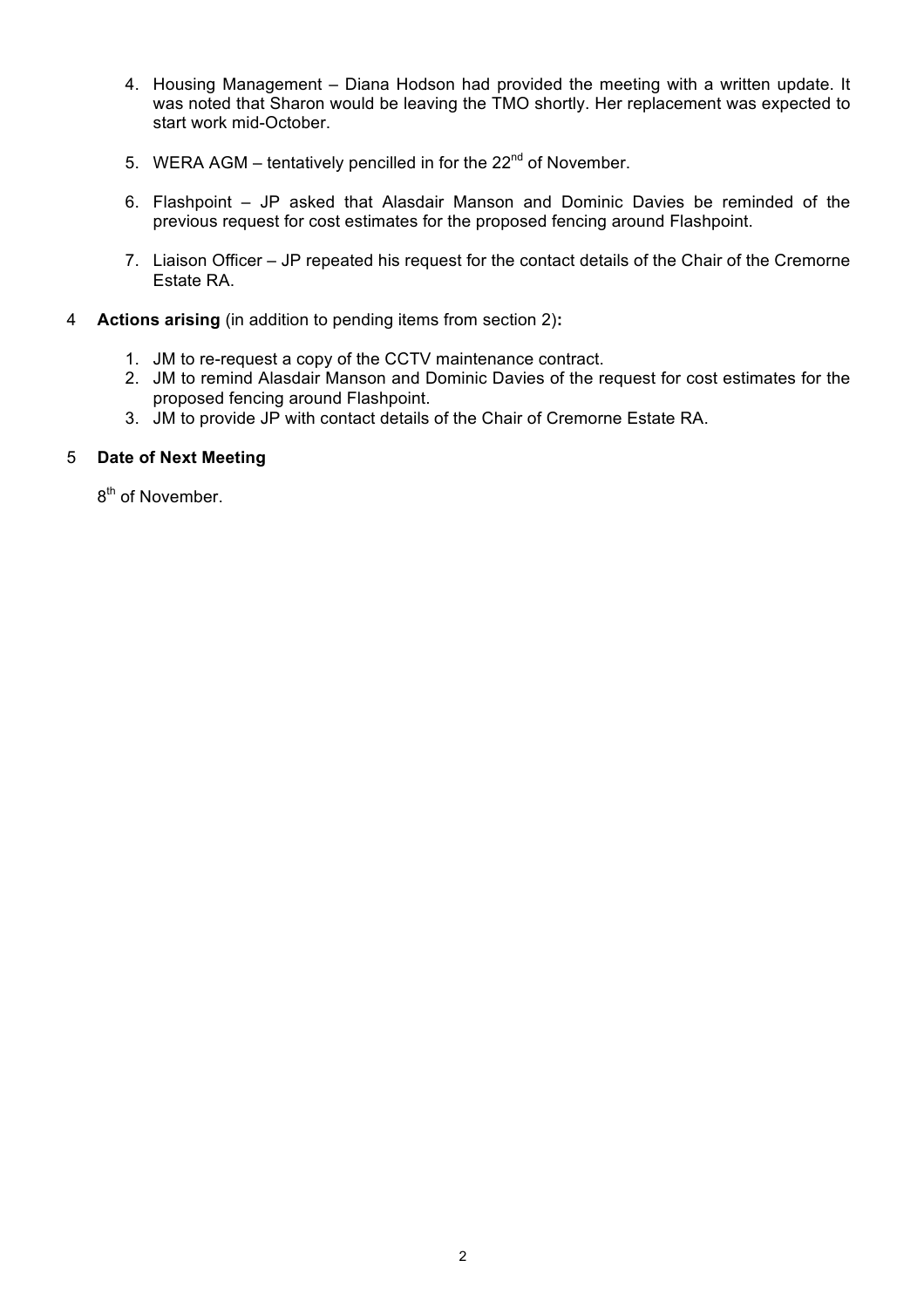4. Housing Management – Diana Hodson had provided the meeting with a written update. It was noted that Sharon would be leaving the TMO shortly. Her replacement was expected to start work mid-October.

5. WERA AGM – tentatively pencilled in for the 22nd of November.

6. Flashpoint – JP asked that Alasdair Manson and Dominic Davies be reminded of the previous request for cost estimates for the proposed fencing around Flashpoint.

7. Liaison Officer – JP repeated his request for the contact details of the Chair of the Cremorne Estate RA.

## 4 **Actions arising** (in addition to pending items from section 2)**:**

1. JM to re-request a copy of the CCTV maintenance contract.
2. JM to remind Alasdair Manson and Dominic Davies of the request for cost estimates for the proposed fencing around Flashpoint.
3. JM to provide JP with contact details of the Chair of Cremorne Estate RA.

## 5 **Date of Next Meeting**

8th of November.